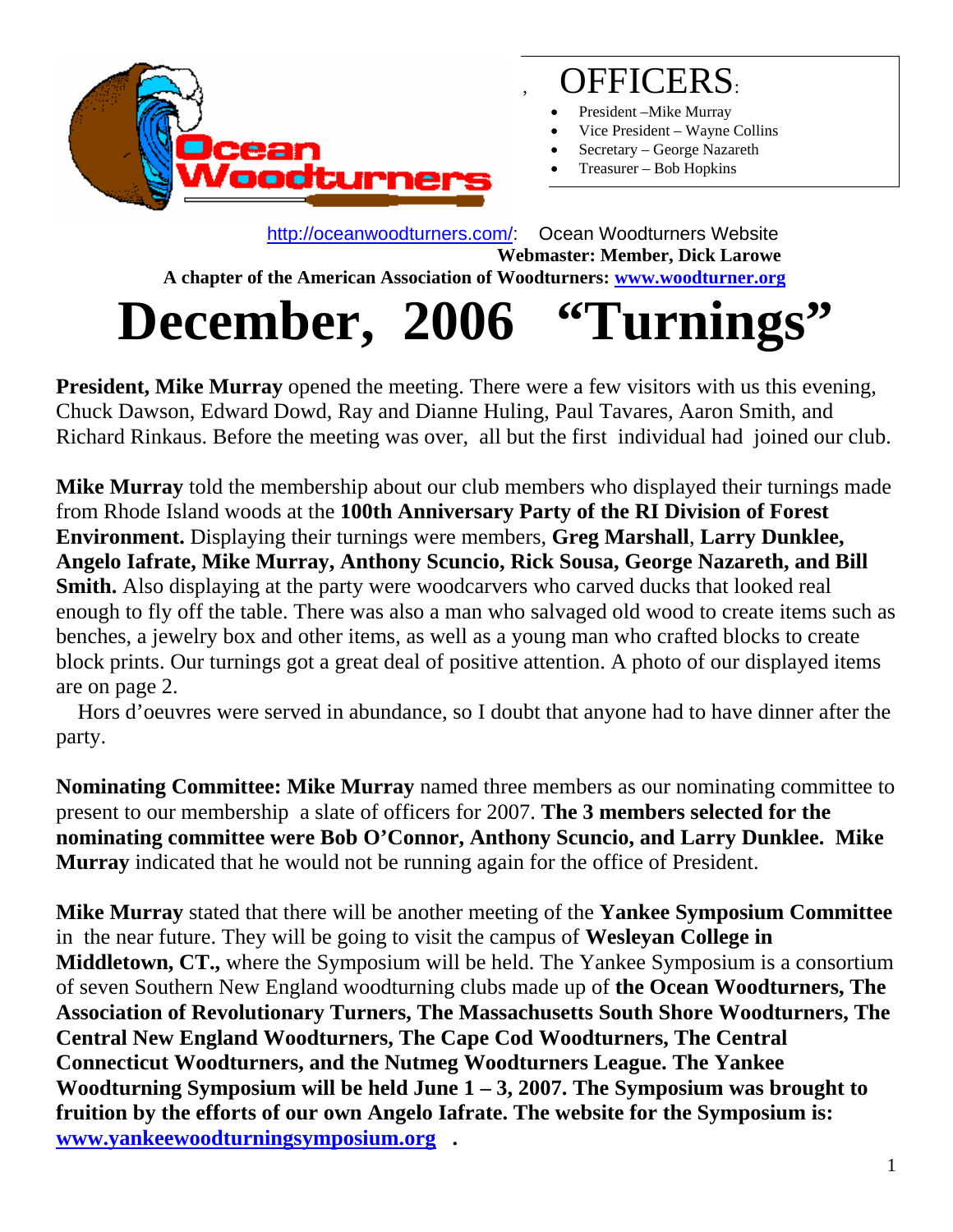## OFFICERS:

- President –Mike Murray
- Vice President – Wayne Collins
- Secretary – George Nazareth
- Treasurer – Bob Hopkins

http://oceanwoodturners.com/: Ocean Woodturners Website
**Webmaster: Member, Dick Larowe**
**A chapter of the American Association of Woodturners: www.woodturner.org**

# December, 2006 "Turnings"

**President, Mike Murray** opened the meeting. There were a few visitors with us this evening, Chuck Dawson, Edward Dowd, Ray and Dianne Huling, Paul Tavares, Aaron Smith, and Richard Rinkaus. Before the meeting was over, all but the first individual had joined our club.

**Mike Murray** told the membership about our club members who displayed their turnings made from Rhode Island woods at the **100th Anniversary Party of the RI Division of Forest Environment.** Displaying their turnings were members, **Greg Marshall**, **Larry Dunklee, Angelo Iafrate, Mike Murray, Anthony Scuncio, Rick Sousa, George Nazareth, and Bill Smith.** Also displaying at the party were woodcarvers who carved ducks that looked real enough to fly off the table. There was also a man who salvaged old wood to create items such as benches, a jewelry box and other items, as well as a young man who crafted blocks to create block prints. Our turnings got a great deal of positive attention. A photo of our displayed items are on page 2.

Hors d'oeuvres were served in abundance, so I doubt that anyone had to have dinner after the party.

**Nominating Committee: Mike Murray** named three members as our nominating committee to present to our membership a slate of officers for 2007. **The 3 members selected for the nominating committee were Bob O'Connor, Anthony Scuncio, and Larry Dunklee. Mike Murray** indicated that he would not be running again for the office of President.

**Mike Murray** stated that there will be another meeting of the **Yankee Symposium Committee** in the near future. They will be going to visit the campus of **Wesleyan College in Middletown, CT.,** where the Symposium will be held. The Yankee Symposium is a consortium of seven Southern New England woodturning clubs made up of **the Ocean Woodturners, The Association of Revolutionary Turners, The Massachusetts South Shore Woodturners, The Central New England Woodturners, The Cape Cod Woodturners, The Central Connecticut Woodturners, and the Nutmeg Woodturners League. The Yankee Woodturning Symposium will be held June 1 – 3, 2007. The Symposium was brought to fruition by the efforts of our own Angelo Iafrate. The website for the Symposium is: www.yankeewoodturningsymposium.org .**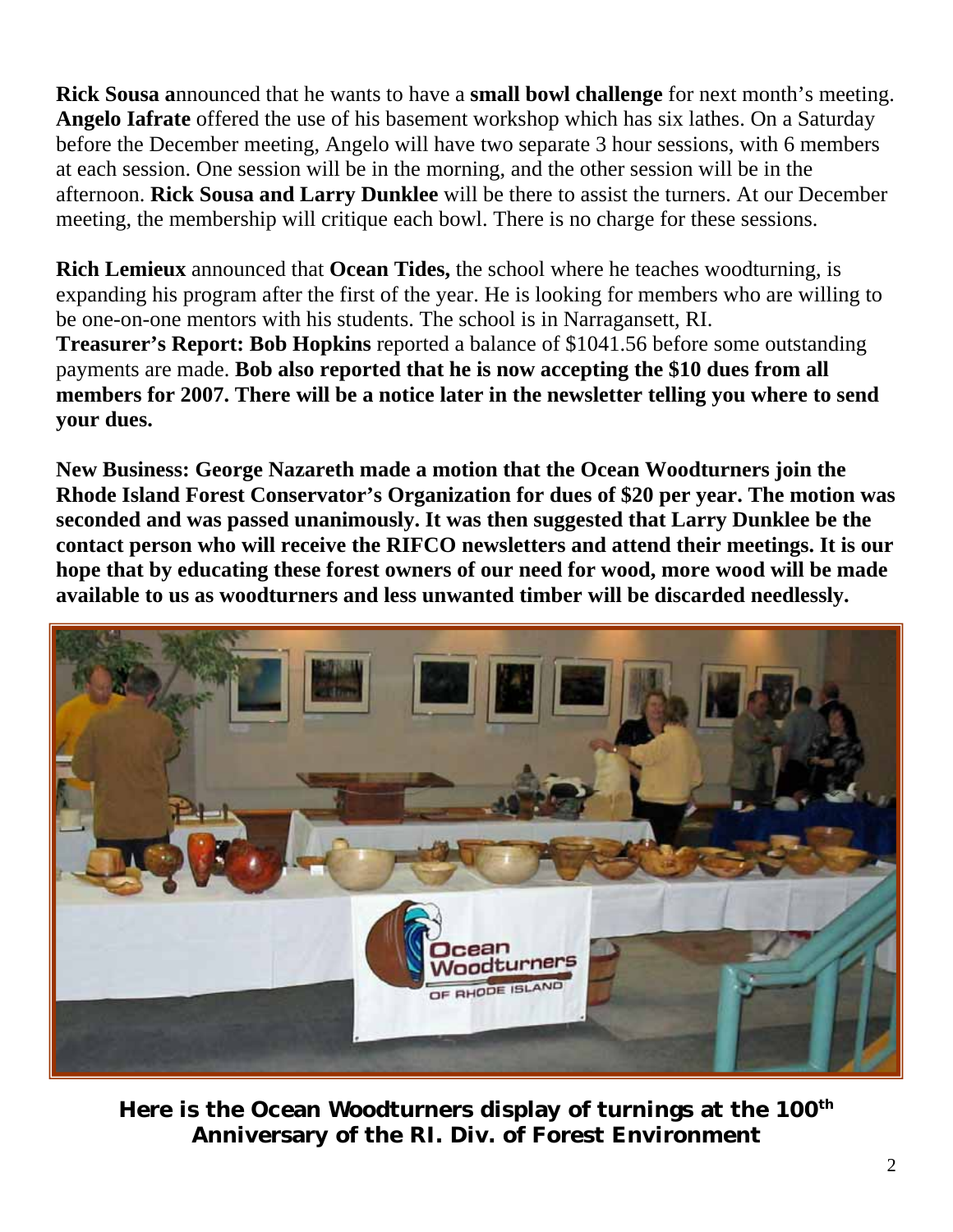**Rick Sousa a**nnounced that he wants to have a **small bowl challenge** for next month's meeting. **Angelo Iafrate** offered the use of his basement workshop which has six lathes. On a Saturday before the December meeting, Angelo will have two separate 3 hour sessions, with 6 members at each session. One session will be in the morning, and the other session will be in the afternoon. **Rick Sousa and Larry Dunklee** will be there to assist the turners. At our December meeting, the membership will critique each bowl. There is no charge for these sessions.

**Rich Lemieux** announced that **Ocean Tides,** the school where he teaches woodturning, is expanding his program after the first of the year. He is looking for members who are willing to be one-on-one mentors with his students. The school is in Narragansett, RI.

**Treasurer's Report: Bob Hopkins** reported a balance of $1041.56 before some outstanding payments are made. **Bob also reported that he is now accepting the $10 dues from all members for 2007. There will be a notice later in the newsletter telling you where to send your dues.**

**New Business: George Nazareth made a motion that the Ocean Woodturners join the Rhode Island Forest Conservator's Organization for dues of $20 per year. The motion was seconded and was passed unanimously. It was then suggested that Larry Dunklee be the contact person who will receive the RIFCO newsletters and attend their meetings. It is our hope that by educating these forest owners of our need for wood, more wood will be made available to us as woodturners and less unwanted timber will be discarded needlessly.**

**Here is the Ocean Woodturners display of turnings at the 100th Anniversary of the RI. Div. of Forest Environment**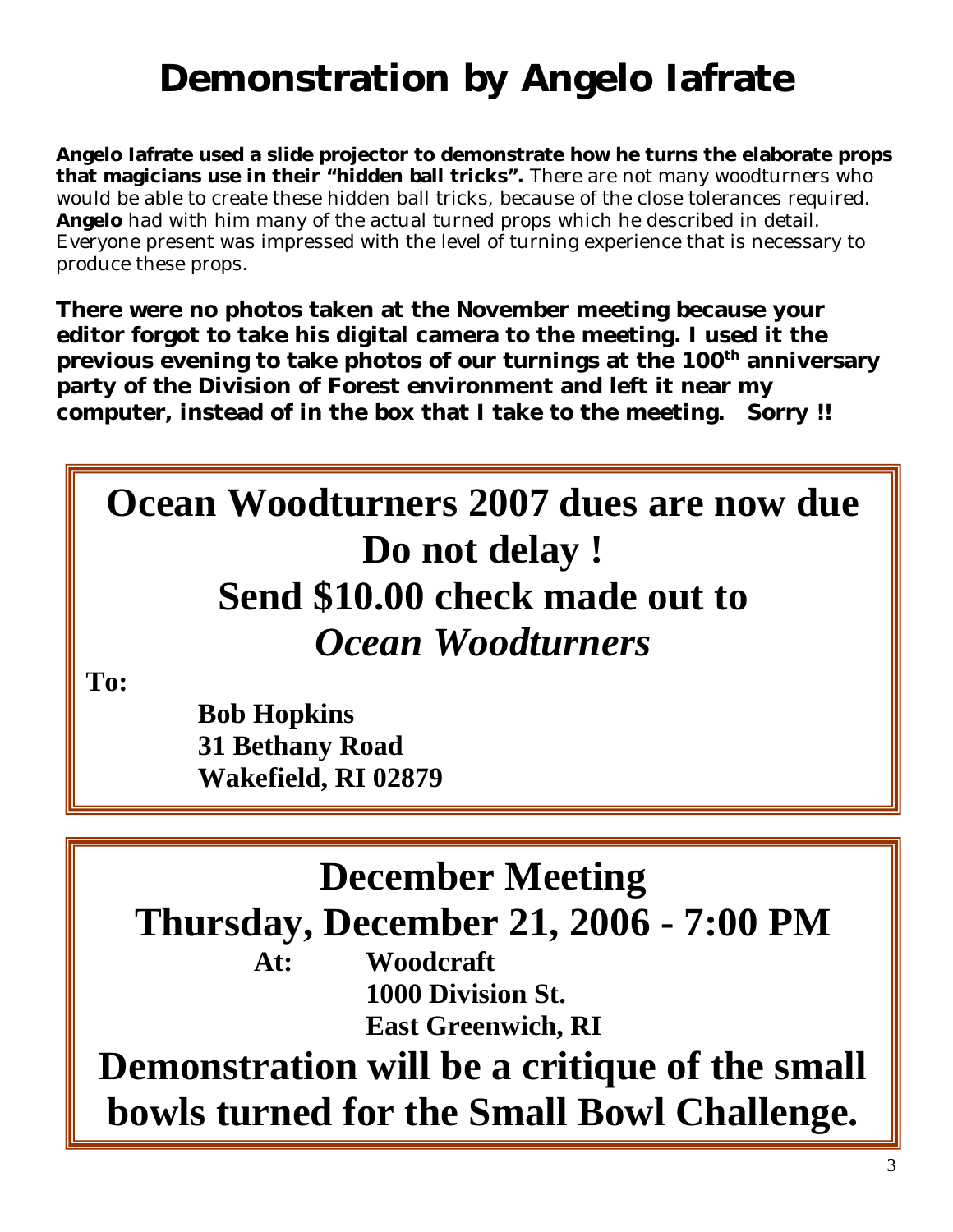# Demonstration by Angelo Iafrate

**Angelo Iafrate used a slide projector to demonstrate how he turns the elaborate props that magicians use in their "hidden ball tricks".** There are not many woodturners who would be able to create these hidden ball tricks, because of the close tolerances required. **Angelo** had with him many of the actual turned props which he described in detail. Everyone present was impressed with the level of turning experience that is necessary to produce these props.

**There were no photos taken at the November meeting because your editor forgot to take his digital camera to the meeting. I used it the previous evening to take photos of our turnings at the 100th anniversary party of the Division of Forest environment and left it near my computer, instead of in the box that I take to the meeting. Sorry !!**

## Ocean Woodturners 2007 dues are now due

## Do not delay !

## Send $10.00 check made out to *Ocean Woodturners*

**To:**

**Bob Hopkins**
**31 Bethany Road**
**Wakefield, RI 02879**

## December Meeting

## Thursday, December 21, 2006 - 7:00 PM

**At:** **Woodcraft**
**1000 Division St.**
**East Greenwich, RI**

## Demonstration will be a critique of the small bowls turned for the Small Bowl Challenge.